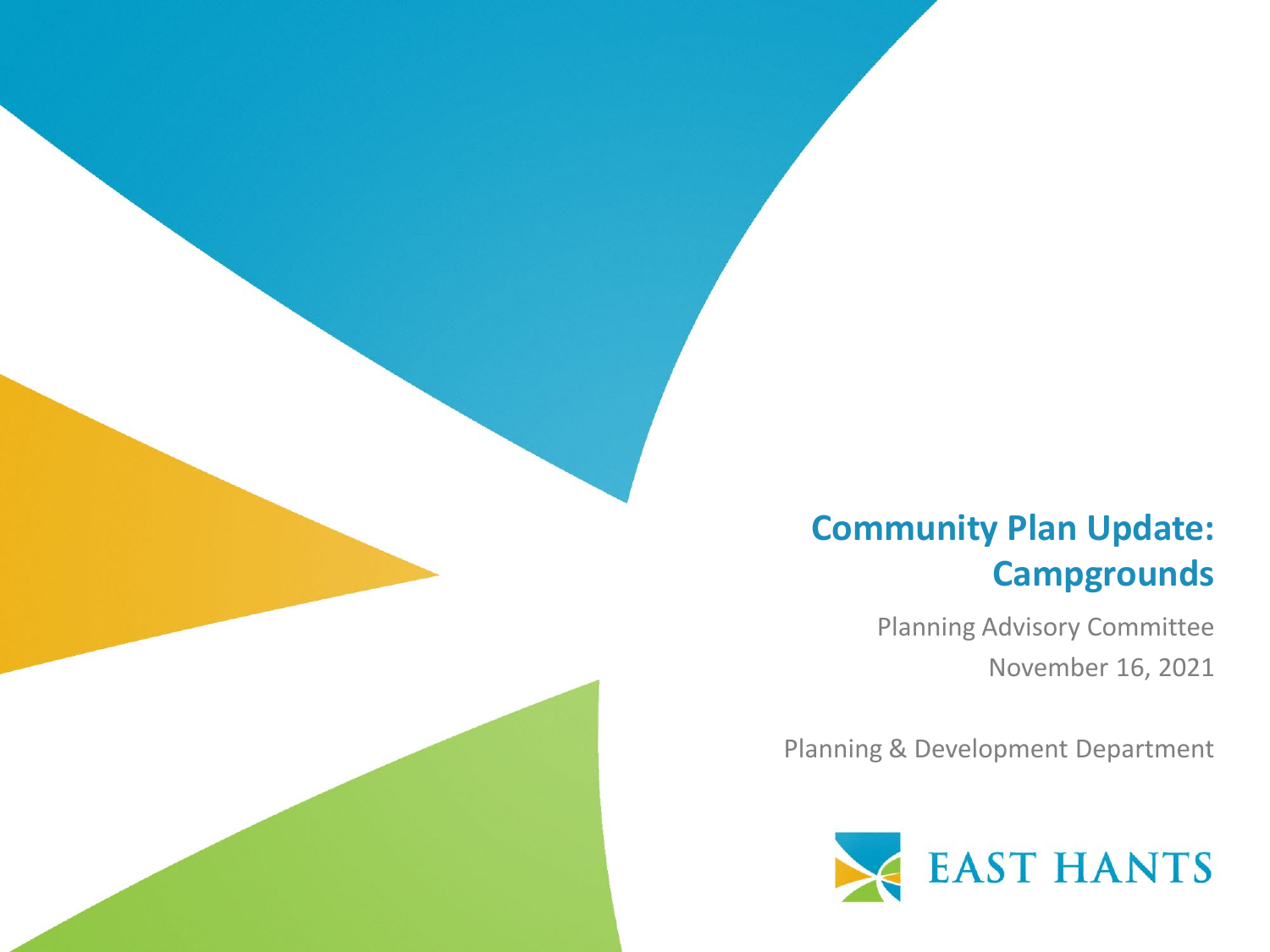# Community Plan Update: Campgrounds

Planning Advisory Committee

November 16, 2021

Planning & Development Department

EAST HANTS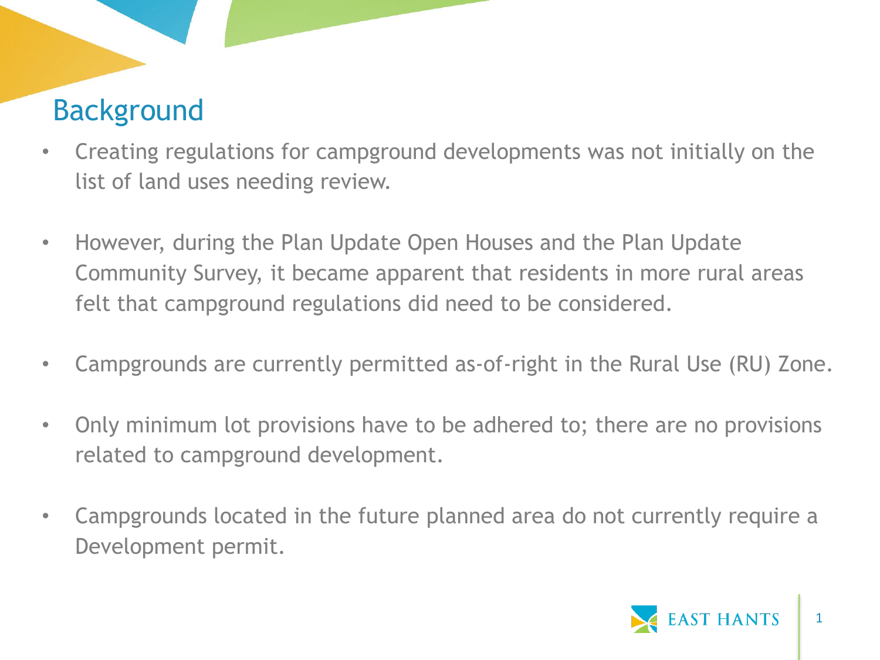# Background

- Creating regulations for campground developments was not initially on the list of land uses needing review.
- However, during the Plan Update Open Houses and the Plan Update Community Survey, it became apparent that residents in more rural areas felt that campground regulations did need to be considered.
- Campgrounds are currently permitted as-of-right in the Rural Use (RU) Zone.
- Only minimum lot provisions have to be adhered to; there are no provisions related to campground development.
- Campgrounds located in the future planned area do not currently require a Development permit.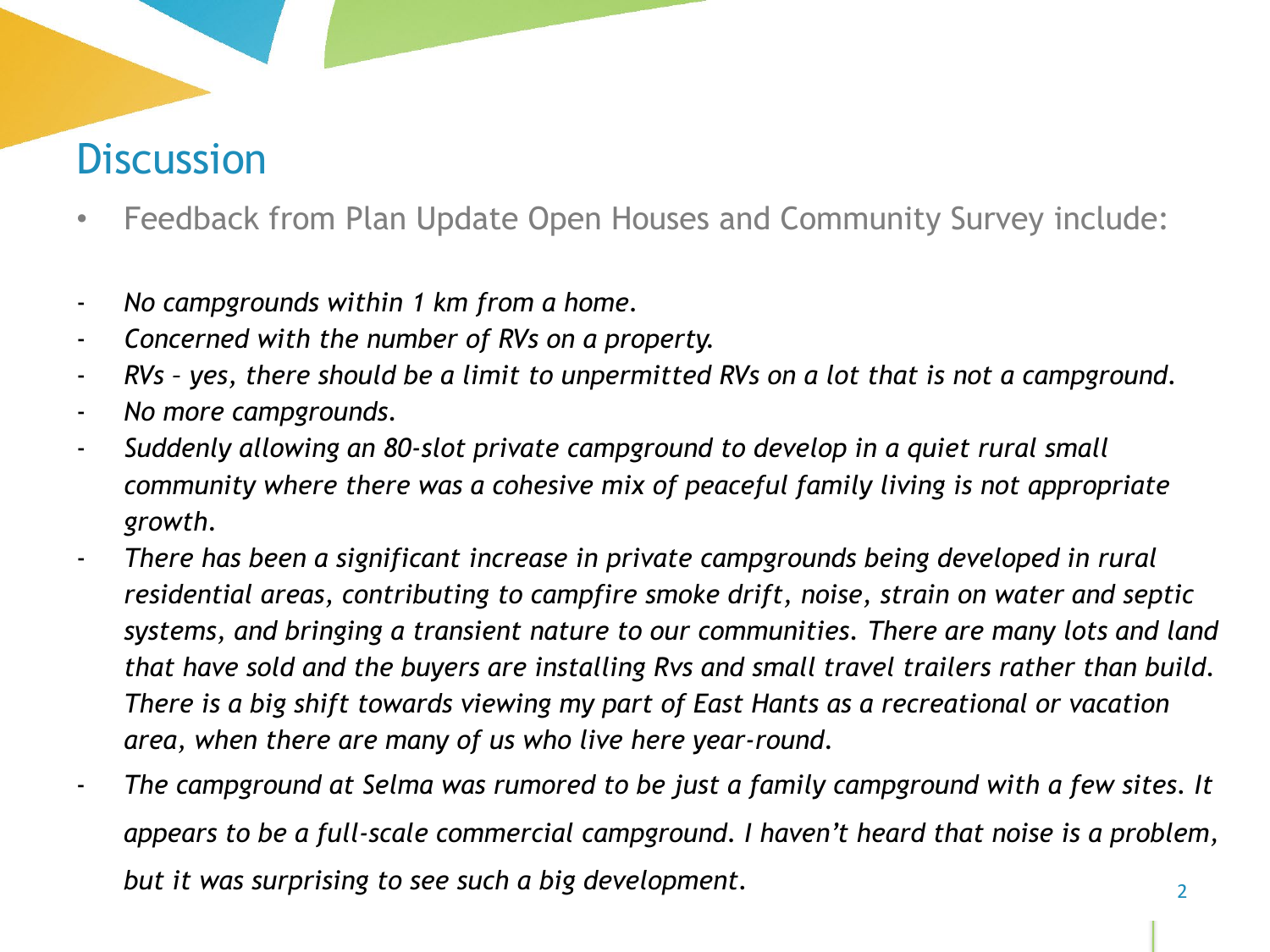# Discussion

- Feedback from Plan Update Open Houses and Community Survey include:

- *No campgrounds within 1 km from a home.*
- *Concerned with the number of RVs on a property.*
- *RVs – yes, there should be a limit to unpermitted RVs on a lot that is not a campground.*
- *No more campgrounds.*
- *Suddenly allowing an 80-slot private campground to develop in a quiet rural small community where there was a cohesive mix of peaceful family living is not appropriate growth.*
- *There has been a significant increase in private campgrounds being developed in rural residential areas, contributing to campfire smoke drift, noise, strain on water and septic systems, and bringing a transient nature to our communities. There are many lots and land that have sold and the buyers are installing Rvs and small travel trailers rather than build. There is a big shift towards viewing my part of East Hants as a recreational or vacation area, when there are many of us who live here year-round.*
- *The campground at Selma was rumored to be just a family campground with a few sites. It appears to be a full-scale commercial campground. I haven't heard that noise is a problem, but it was surprising to see such a big development.*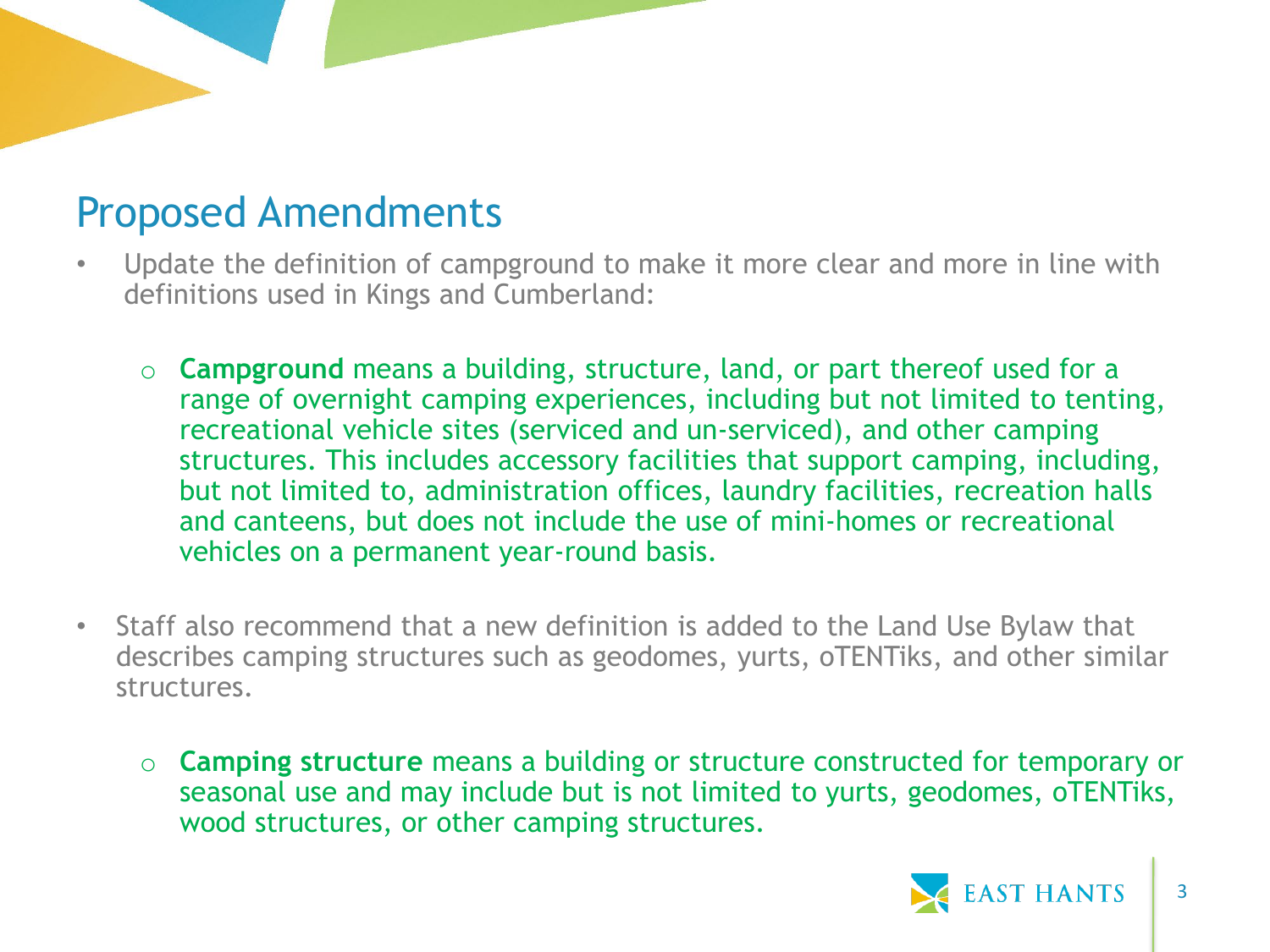## Proposed Amendments

- Update the definition of campground to make it more clear and more in line with definitions used in Kings and Cumberland:
  - **Campground** means a building, structure, land, or part thereof used for a range of overnight camping experiences, including but not limited to tenting, recreational vehicle sites (serviced and un-serviced), and other camping structures. This includes accessory facilities that support camping, including, but not limited to, administration offices, laundry facilities, recreation halls and canteens, but does not include the use of mini-homes or recreational vehicles on a permanent year-round basis.

- Staff also recommend that a new definition is added to the Land Use Bylaw that describes camping structures such as geodomes, yurts, oTENTiks, and other similar structures.
  - **Camping structure** means a building or structure constructed for temporary or seasonal use and may include but is not limited to yurts, geodomes, oTENTiks, wood structures, or other camping structures.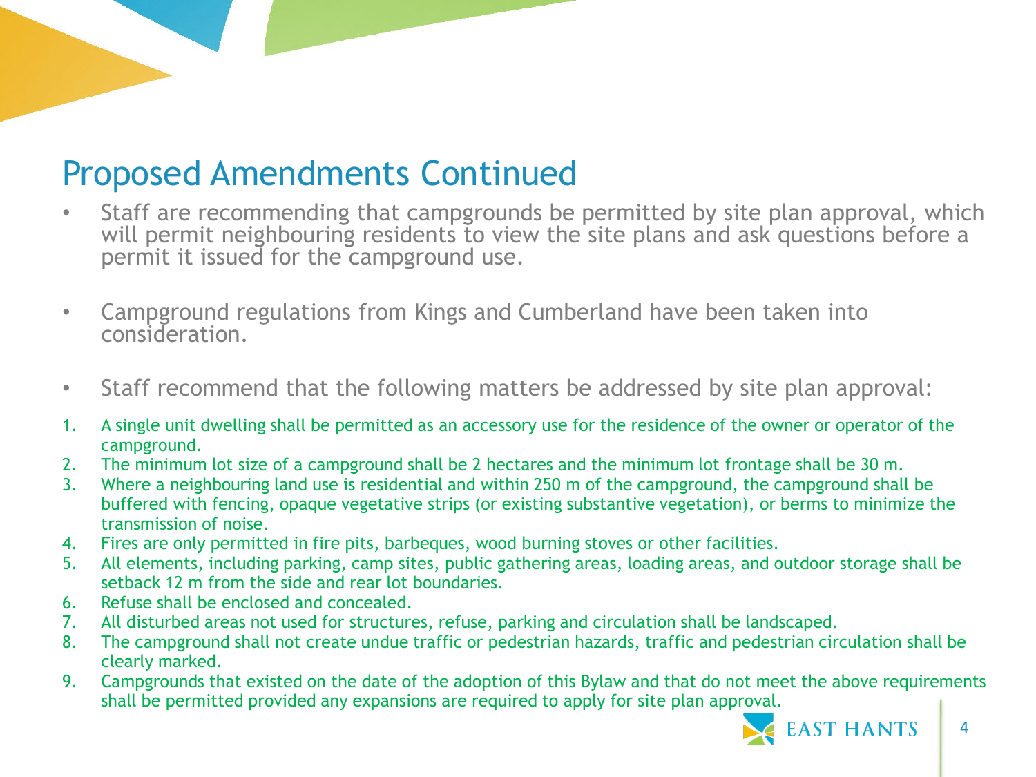# Proposed Amendments Continued

- Staff are recommending that campgrounds be permitted by site plan approval, which will permit neighbouring residents to view the site plans and ask questions before a permit it issued for the campground use.

- Campground regulations from Kings and Cumberland have been taken into consideration.

- Staff recommend that the following matters be addressed by site plan approval:

1. A single unit dwelling shall be permitted as an accessory use for the residence of the owner or operator of the campground.
2. The minimum lot size of a campground shall be 2 hectares and the minimum lot frontage shall be 30 m.
3. Where a neighbouring land use is residential and within 250 m of the campground, the campground shall be buffered with fencing, opaque vegetative strips (or existing substantive vegetation), or berms to minimize the transmission of noise.
4. Fires are only permitted in fire pits, barbeques, wood burning stoves or other facilities.
5. All elements, including parking, camp sites, public gathering areas, loading areas, and outdoor storage shall be setback 12 m from the side and rear lot boundaries.
6. Refuse shall be enclosed and concealed.
7. All disturbed areas not used for structures, refuse, parking and circulation shall be landscaped.
8. The campground shall not create undue traffic or pedestrian hazards, traffic and pedestrian circulation shall be clearly marked.
9. Campgrounds that existed on the date of the adoption of this Bylaw and that do not meet the above requirements shall be permitted provided any expansions are required to apply for site plan approval.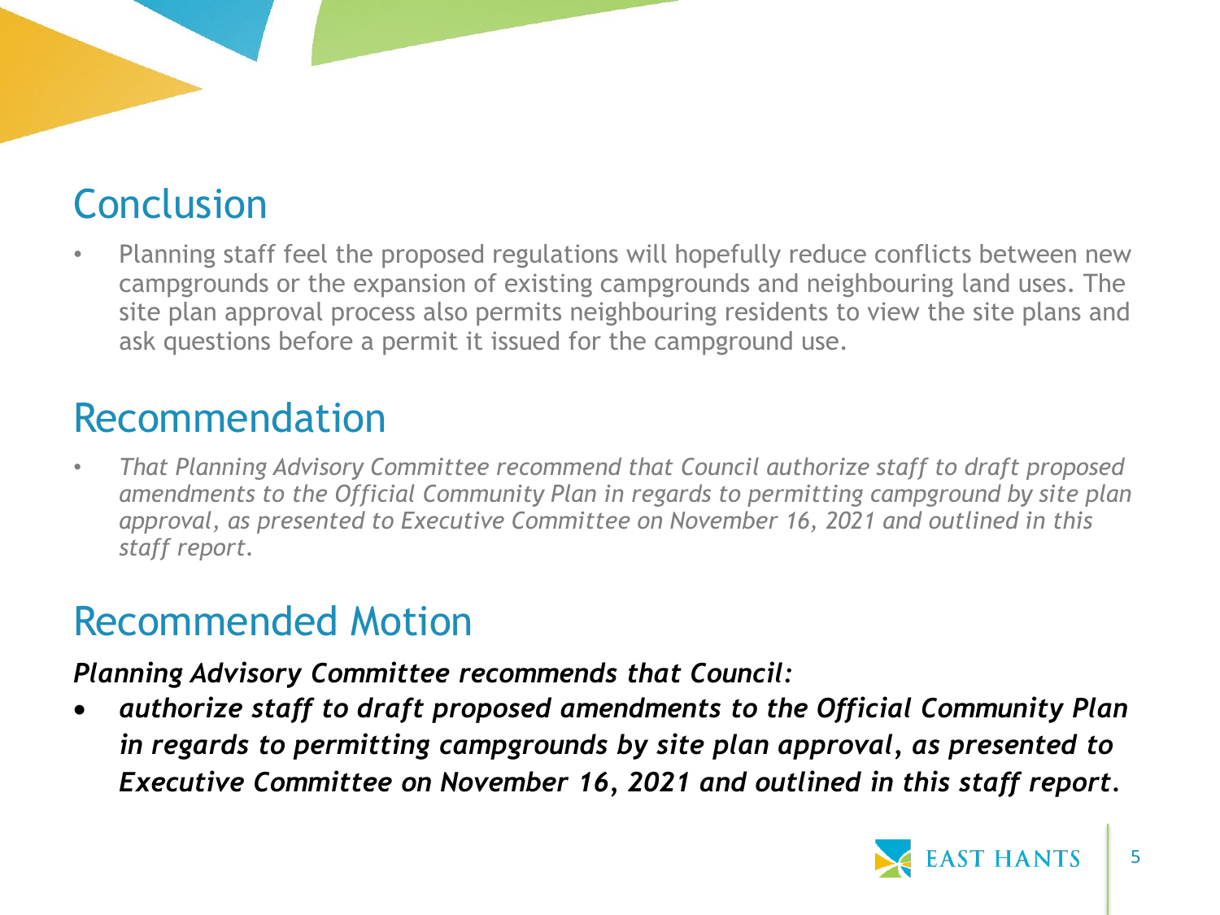## Conclusion

- Planning staff feel the proposed regulations will hopefully reduce conflicts between new campgrounds or the expansion of existing campgrounds and neighbouring land uses. The site plan approval process also permits neighbouring residents to view the site plans and ask questions before a permit it issued for the campground use.

## Recommendation

- *That Planning Advisory Committee recommend that Council authorize staff to draft proposed amendments to the Official Community Plan in regards to permitting campground by site plan approval, as presented to Executive Committee on November 16, 2021 and outlined in this staff report.*

## Recommended Motion

***Planning Advisory Committee recommends that Council:***

- ***authorize staff to draft proposed amendments to the Official Community Plan in regards to permitting campgrounds by site plan approval, as presented to Executive Committee on November 16, 2021 and outlined in this staff report.***